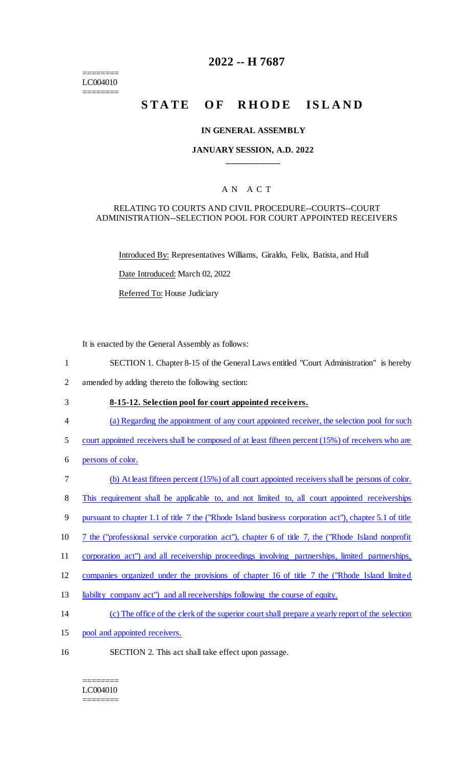========
LC004010
========

# 2022 -- H 7687

# STATE OF RHODE ISLAND

## IN GENERAL ASSEMBLY

### JANUARY SESSION, A.D. 2022

---

A N A C T

RELATING TO COURTS AND CIVIL PROCEDURE--COURTS--COURT ADMINISTRATION--SELECTION POOL FOR COURT APPOINTED RECEIVERS

Introduced By: Representatives Williams, Giraldo, Felix, Batista, and Hull

Date Introduced: March 02, 2022

Referred To: House Judiciary

It is enacted by the General Assembly as follows:

1 SECTION 1. Chapter 8-15 of the General Laws entitled "Court Administration" is hereby
2 amended by adding thereto the following section:

3 **8-15-12. Selection pool for court appointed receivers.**

4 (a) Regarding the appointment of any court appointed receiver, the selection pool for such
5 court appointed receivers shall be composed of at least fifteen percent (15%) of receivers who are
6 persons of color.

7 (b) At least fifteen percent (15%) of all court appointed receivers shall be persons of color.
8 This requirement shall be applicable to, and not limited to, all court appointed receiverships
9 pursuant to chapter 1.1 of title 7 the ("Rhode Island business corporation act"), chapter 5.1 of title
10 7 the ("professional service corporation act"), chapter 6 of title 7, the ("Rhode Island nonprofit
11 corporation act") and all receivership proceedings involving partnerships, limited partnerships,
12 companies organized under the provisions of chapter 16 of title 7 the ("Rhode Island limited
13 liability company act") and all receiverships following the course of equity.

14 (c) The office of the clerk of the superior court shall prepare a yearly report of the selection
15 pool and appointed receivers.

16 SECTION 2. This act shall take effect upon passage.

========
LC004010
========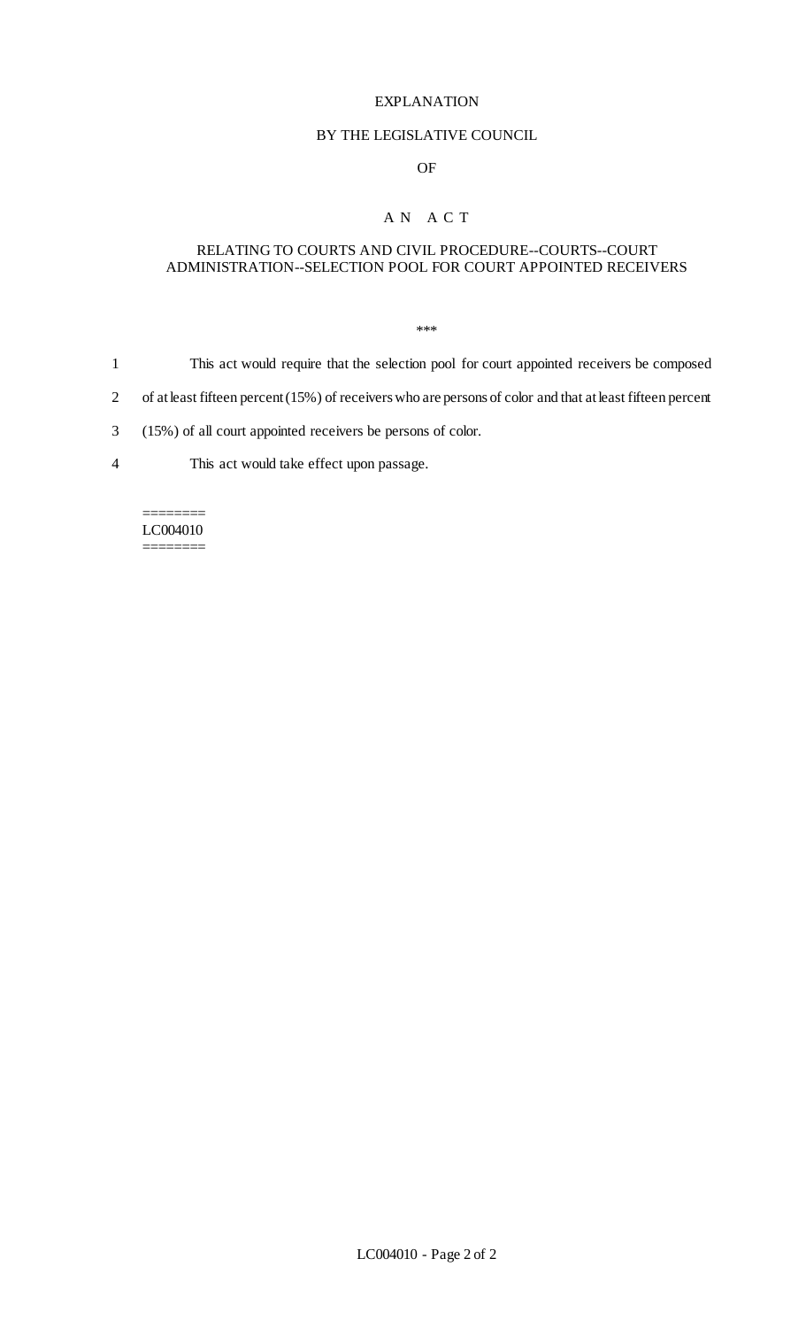EXPLANATION

BY THE LEGISLATIVE COUNCIL

OF

A N A C T

RELATING TO COURTS AND CIVIL PROCEDURE--COURTS--COURT ADMINISTRATION--SELECTION POOL FOR COURT APPOINTED RECEIVERS

\*\*\*

1 This act would require that the selection pool for court appointed receivers be composed
2 of at least fifteen percent (15%) of receivers who are persons of color and that at least fifteen percent
3 (15%) of all court appointed receivers be persons of color.
4 This act would take effect upon passage.

========
LC004010
========